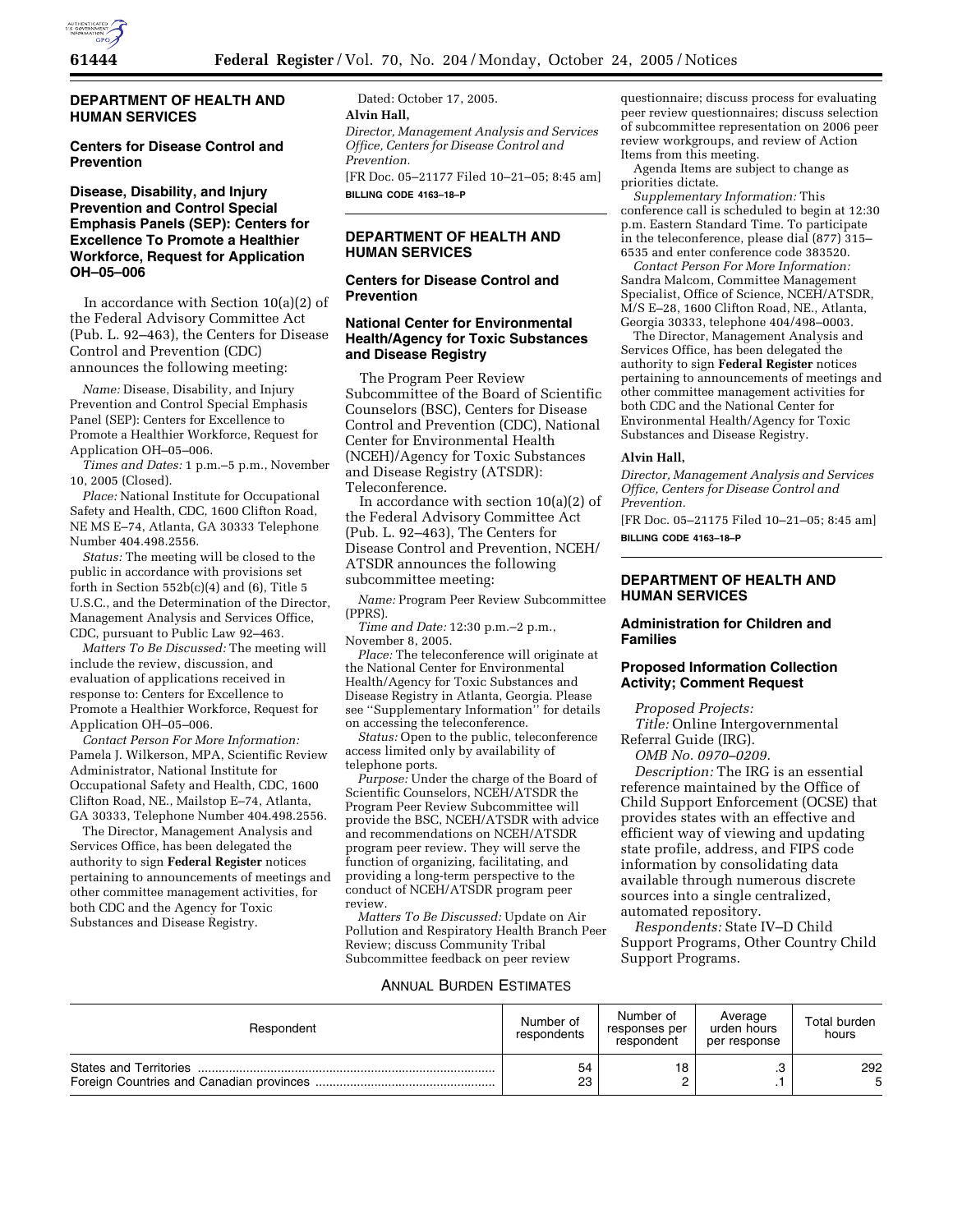## DEPARTMENT OF HEALTH AND HUMAN SERVICES

### Centers for Disease Control and Prevention

### Disease, Disability, and Injury Prevention and Control Special Emphasis Panels (SEP): Centers for Excellence To Promote a Healthier Workforce, Request for Application OH–05–006

In accordance with Section 10(a)(2) of the Federal Advisory Committee Act (Pub. L. 92–463), the Centers for Disease Control and Prevention (CDC) announces the following meeting:

*Name:* Disease, Disability, and Injury Prevention and Control Special Emphasis Panel (SEP): Centers for Excellence to Promote a Healthier Workforce, Request for Application OH–05–006.

*Times and Dates:* 1 p.m.–5 p.m., November 10, 2005 (Closed).

*Place:* National Institute for Occupational Safety and Health, CDC, 1600 Clifton Road, NE MS E–74, Atlanta, GA 30333 Telephone Number 404.498.2556.

*Status:* The meeting will be closed to the public in accordance with provisions set forth in Section 552b(c)(4) and (6), Title 5 U.S.C., and the Determination of the Director, Management Analysis and Services Office, CDC, pursuant to Public Law 92–463.

*Matters To Be Discussed:* The meeting will include the review, discussion, and evaluation of applications received in response to: Centers for Excellence to Promote a Healthier Workforce, Request for Application OH–05–006.

*Contact Person For More Information:* Pamela J. Wilkerson, MPA, Scientific Review Administrator, National Institute for Occupational Safety and Health, CDC, 1600 Clifton Road, NE., Mailstop E–74, Atlanta, GA 30333, Telephone Number 404.498.2556.

The Director, Management Analysis and Services Office, has been delegated the authority to sign **Federal Register** notices pertaining to announcements of meetings and other committee management activities, for both CDC and the Agency for Toxic Substances and Disease Registry.

Dated: October 17, 2005.

**Alvin Hall,**

*Director, Management Analysis and Services Office, Centers for Disease Control and Prevention.*

[FR Doc. 05–21177 Filed 10–21–05; 8:45 am]

**BILLING CODE 4163–18–P**

## DEPARTMENT OF HEALTH AND HUMAN SERVICES

### Centers for Disease Control and Prevention

### National Center for Environmental Health/Agency for Toxic Substances and Disease Registry

The Program Peer Review Subcommittee of the Board of Scientific Counselors (BSC), Centers for Disease Control and Prevention (CDC), National Center for Environmental Health (NCEH)/Agency for Toxic Substances and Disease Registry (ATSDR): Teleconference.

In accordance with section 10(a)(2) of the Federal Advisory Committee Act (Pub. L. 92–463), The Centers for Disease Control and Prevention, NCEH/ATSDR announces the following subcommittee meeting:

*Name:* Program Peer Review Subcommittee (PPRS).

*Time and Date:* 12:30 p.m.–2 p.m., November 8, 2005.

*Place:* The teleconference will originate at the National Center for Environmental Health/Agency for Toxic Substances and Disease Registry in Atlanta, Georgia. Please see ''Supplementary Information'' for details on accessing the teleconference.

*Status:* Open to the public, teleconference access limited only by availability of telephone ports.

*Purpose:* Under the charge of the Board of Scientific Counselors, NCEH/ATSDR the Program Peer Review Subcommittee will provide the BSC, NCEH/ATSDR with advice and recommendations on NCEH/ATSDR program peer review. They will serve the function of organizing, facilitating, and providing a long-term perspective to the conduct of NCEH/ATSDR program peer review.

*Matters To Be Discussed:* Update on Air Pollution and Respiratory Health Branch Peer Review; discuss Community Tribal Subcommittee feedback on peer review questionnaire; discuss process for evaluating peer review questionnaires; discuss selection of subcommittee representation on 2006 peer review workgroups, and review of Action Items from this meeting.

Agenda Items are subject to change as priorities dictate.

*Supplementary Information:* This conference call is scheduled to begin at 12:30 p.m. Eastern Standard Time. To participate in the teleconference, please dial (877) 315–6535 and enter conference code 383520.

*Contact Person For More Information:* Sandra Malcom, Committee Management Specialist, Office of Science, NCEH/ATSDR, M/S E–28, 1600 Clifton Road, NE., Atlanta, Georgia 30333, telephone 404/498–0003.

The Director, Management Analysis and Services Office, has been delegated the authority to sign **Federal Register** notices pertaining to announcements of meetings and other committee management activities for both CDC and the National Center for Environmental Health/Agency for Toxic Substances and Disease Registry.

**Alvin Hall,**

*Director, Management Analysis and Services Office, Centers for Disease Control and Prevention.*

[FR Doc. 05–21175 Filed 10–21–05; 8:45 am]

**BILLING CODE 4163–18–P**

## DEPARTMENT OF HEALTH AND HUMAN SERVICES

### Administration for Children and Families

### Proposed Information Collection Activity; Comment Request

*Proposed Projects:*

*Title:* Online Intergovernmental Referral Guide (IRG).

*OMB No. 0970–0209.*

*Description:* The IRG is an essential reference maintained by the Office of Child Support Enforcement (OCSE) that provides states with an effective and efficient way of viewing and updating state profile, address, and FIPS code information by consolidating data available through numerous discrete sources into a single centralized, automated repository.

*Respondents:* State IV–D Child Support Programs, Other Country Child Support Programs.

ANNUAL BURDEN ESTIMATES

| Respondent | Number of respondents | Number of responses per respondent | Average urden hours per response | Total burden hours |
|---|---|---|---|---|
| States and Territories | 54 | 18 | .3 | 292 |
| Foreign Countries and Canadian provinces | 23 | 2 | .1 | 5 |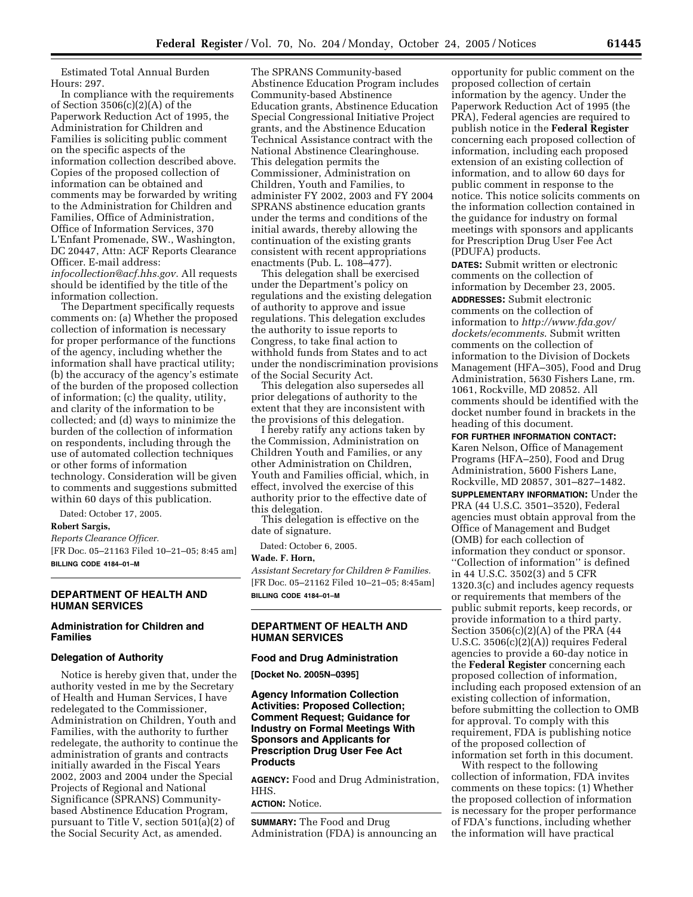Estimated Total Annual Burden Hours: 297.

In compliance with the requirements of Section 3506(c)(2)(A) of the Paperwork Reduction Act of 1995, the Administration for Children and Families is soliciting public comment on the specific aspects of the information collection described above. Copies of the proposed collection of information can be obtained and comments may be forwarded by writing to the Administration for Children and Families, Office of Administration, Office of Information Services, 370 L'Enfant Promenade, SW., Washington, DC 20447, Attn: ACF Reports Clearance Officer. E-mail address: *infocollection@acf.hhs.gov.* All requests should be identified by the title of the information collection.

The Department specifically requests comments on: (a) Whether the proposed collection of information is necessary for proper performance of the functions of the agency, including whether the information shall have practical utility; (b) the accuracy of the agency's estimate of the burden of the proposed collection of information; (c) the quality, utility, and clarity of the information to be collected; and (d) ways to minimize the burden of the collection of information on respondents, including through the use of automated collection techniques or other forms of information technology. Consideration will be given to comments and suggestions submitted within 60 days of this publication.

Dated: October 17, 2005.

**Robert Sargis,**

*Reports Clearance Officer.*

[FR Doc. 05–21163 Filed 10–21–05; 8:45 am]

**BILLING CODE 4184–01–M**

## DEPARTMENT OF HEALTH AND HUMAN SERVICES

### Administration for Children and Families

### Delegation of Authority

Notice is hereby given that, under the authority vested in me by the Secretary of Health and Human Services, I have redelegated to the Commissioner, Administration on Children, Youth and Families, with the authority to further redelegate, the authority to continue the administration of grants and contracts initially awarded in the Fiscal Years 2002, 2003 and 2004 under the Special Projects of Regional and National Significance (SPRANS) Community-based Abstinence Education Program, pursuant to Title V, section 501(a)(2) of the Social Security Act, as amended.

The SPRANS Community-based Abstinence Education Program includes Community-based Abstinence Education grants, Abstinence Education Special Congressional Initiative Project grants, and the Abstinence Education Technical Assistance contract with the National Abstinence Clearinghouse. This delegation permits the Commissioner, Administration on Children, Youth and Families, to administer FY 2002, 2003 and FY 2004 SPRANS abstinence education grants under the terms and conditions of the initial awards, thereby allowing the continuation of the existing grants consistent with recent appropriations enactments (Pub. L. 108–477).

This delegation shall be exercised under the Department's policy on regulations and the existing delegation of authority to approve and issue regulations. This delegation excludes the authority to issue reports to Congress, to take final action to withhold funds from States and to act under the nondiscrimination provisions of the Social Security Act.

This delegation also supersedes all prior delegations of authority to the extent that they are inconsistent with the provisions of this delegation.

I hereby ratify any actions taken by the Commission, Administration on Children Youth and Families, or any other Administration on Children, Youth and Families official, which, in effect, involved the exercise of this authority prior to the effective date of this delegation.

This delegation is effective on the date of signature.

Dated: October 6, 2005.

**Wade. F. Horn,**

*Assistant Secretary for Children & Families.*

[FR Doc. 05–21162 Filed 10–21–05; 8:45am]

**BILLING CODE 4184–01–M**

## DEPARTMENT OF HEALTH AND HUMAN SERVICES

### Food and Drug Administration

**[Docket No. 2005N–0395]**

### Agency Information Collection Activities: Proposed Collection; Comment Request; Guidance for Industry on Formal Meetings With Sponsors and Applicants for Prescription Drug User Fee Act Products

**AGENCY:** Food and Drug Administration, HHS.

**ACTION:** Notice.

**SUMMARY:** The Food and Drug Administration (FDA) is announcing an opportunity for public comment on the proposed collection of certain information by the agency. Under the Paperwork Reduction Act of 1995 (the PRA), Federal agencies are required to publish notice in the **Federal Register** concerning each proposed collection of information, including each proposed extension of an existing collection of information, and to allow 60 days for public comment in response to the notice. This notice solicits comments on the information collection contained in the guidance for industry on formal meetings with sponsors and applicants for Prescription Drug User Fee Act (PDUFA) products.

**DATES:** Submit written or electronic comments on the collection of information by December 23, 2005.

**ADDRESSES:** Submit electronic comments on the collection of information to *http://www.fda.gov/dockets/ecomments*. Submit written comments on the collection of information to the Division of Dockets Management (HFA–305), Food and Drug Administration, 5630 Fishers Lane, rm. 1061, Rockville, MD 20852. All comments should be identified with the docket number found in brackets in the heading of this document.

**FOR FURTHER INFORMATION CONTACT:** Karen Nelson, Office of Management Programs (HFA–250), Food and Drug Administration, 5600 Fishers Lane, Rockville, MD 20857, 301–827–1482.

**SUPPLEMENTARY INFORMATION:** Under the PRA (44 U.S.C. 3501–3520), Federal agencies must obtain approval from the Office of Management and Budget (OMB) for each collection of information they conduct or sponsor. ''Collection of information'' is defined in 44 U.S.C. 3502(3) and 5 CFR 1320.3(c) and includes agency requests or requirements that members of the public submit reports, keep records, or provide information to a third party. Section 3506(c)(2)(A) of the PRA (44 U.S.C. 3506(c)(2)(A)) requires Federal agencies to provide a 60-day notice in the **Federal Register** concerning each proposed collection of information, including each proposed extension of an existing collection of information, before submitting the collection to OMB for approval. To comply with this requirement, FDA is publishing notice of the proposed collection of information set forth in this document.

With respect to the following collection of information, FDA invites comments on these topics: (1) Whether the proposed collection of information is necessary for the proper performance of FDA's functions, including whether the information will have practical